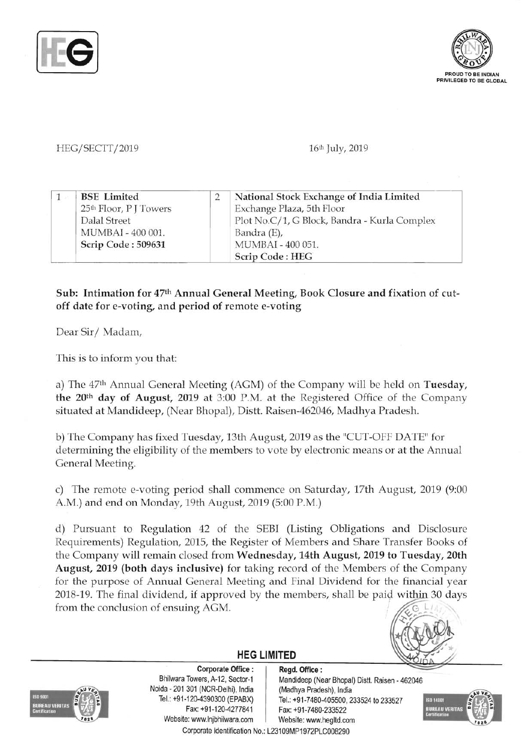HEG/SECTT/2019

16th July, 2019

| 1 | BSE Limited<br>25th Floor, P J Towers<br>Dalal Street<br>MUMBAI - 400 001.<br>**Scrip Code : 509631** | 2 | National Stock Exchange of India Limited<br>Exchange Plaza, 5th Floor<br>Plot No.C/1, G Block, Bandra - Kurla Complex<br>Bandra (E),<br>MUMBAI - 400 051.<br>**Scrip Code : HEG** |
|---|---|---|---|

**Sub: Intimation for 47th Annual General Meeting, Book Closure and fixation of cut-off date for e-voting, and period of remote e-voting**

Dear Sir/ Madam,

This is to inform you that:

a) The 47th Annual General Meeting (AGM) of the Company will be held on **Tuesday, the 20th day of August, 2019** at 3:00 P.M. at the Registered Office of the Company situated at Mandideep, (Near Bhopal), Distt. Raisen-462046, Madhya Pradesh.

b) The Company has fixed Tuesday, 13th August, 2019 as the "CUT-OFF DATE" for determining the eligibility of the members to vote by electronic means or at the Annual General Meeting.

c) The remote e-voting period shall commence on Saturday, 17th August, 2019 (9:00 A.M.) and end on Monday, 19th August, 2019 (5:00 P.M.)

d) Pursuant to Regulation 42 of the SEBI (Listing Obligations and Disclosure Requirements) Regulation, 2015, the Register of Members and Share Transfer Books of the Company will remain closed from **Wednesday, 14th August, 2019 to Tuesday, 20th August, 2019 (both days inclusive)** for taking record of the Members of the Company for the purpose of Annual General Meeting and Final Dividend for the financial year 2018-19. The final dividend, if approved by the members, shall be paid within 30 days from the conclusion of ensuing AGM.

**HEG LIMITED**

**Corporate Office :**
Bhilwara Towers, A-12, Sector-1
Noida - 201 301 (NCR-Delhi), India
Tel.: +91-120-4390300 (EPABX)
Fax: +91-120-4277841
Website: www.lnjbhilwara.com

**Regd. Office :**
Mandideep (Near Bhopal) Distt. Raisen - 462046
(Madhya Pradesh), India
Tel.: +91-7480-405500, 233524 to 233527
Fax: +91-7480-233522
Website: www.hegltd.com

Corporate Identification No.: L23109MP1972PLC008290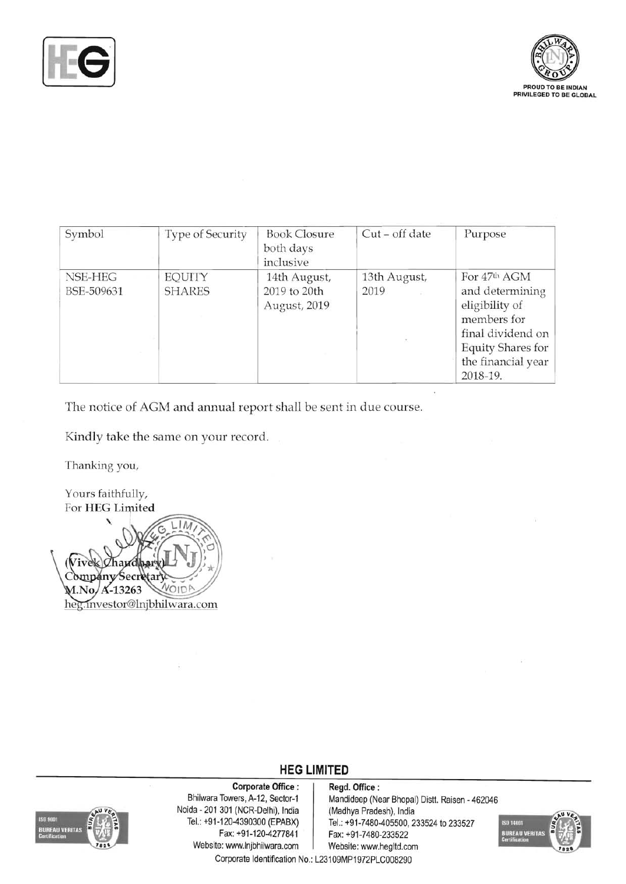| Symbol | Type of Security | Book Closure both days inclusive | Cut – off date | Purpose |
|---|---|---|---|---|
| NSE-HEG<br>BSE-509631 | EQUITY SHARES | 14th August, 2019 to 20th August, 2019 | 13th August, 2019 | For 47th AGM and determining eligibility of members for final dividend on Equity Shares for the financial year 2018-19. |

The notice of AGM and annual report shall be sent in due course.

Kindly take the same on your record.

Thanking you,

Yours faithfully,
For **HEG Limited**

**(Vivek Chaudhary)**
**Company Secretary**
**M.No. A-13263**
heg.investor@lnjbhilwara.com

**HEG LIMITED**

**Corporate Office :**
Bhilwara Towers, A-12, Sector-1
Noida - 201 301 (NCR-Delhi), India
Tel.: +91-120-4390300 (EPABX)
Fax: +91-120-4277841
Website: www.lnjbhilwara.com

**Regd. Office :**
Mandideep (Near Bhopal) Distt. Raisen - 462046
(Madhya Pradesh), India
Tel.: +91-7480-405500, 233524 to 233527
Fax: +91-7480-233522
Website: www.hegltd.com

Corporate Identification No.: L23109MP1972PLC008290